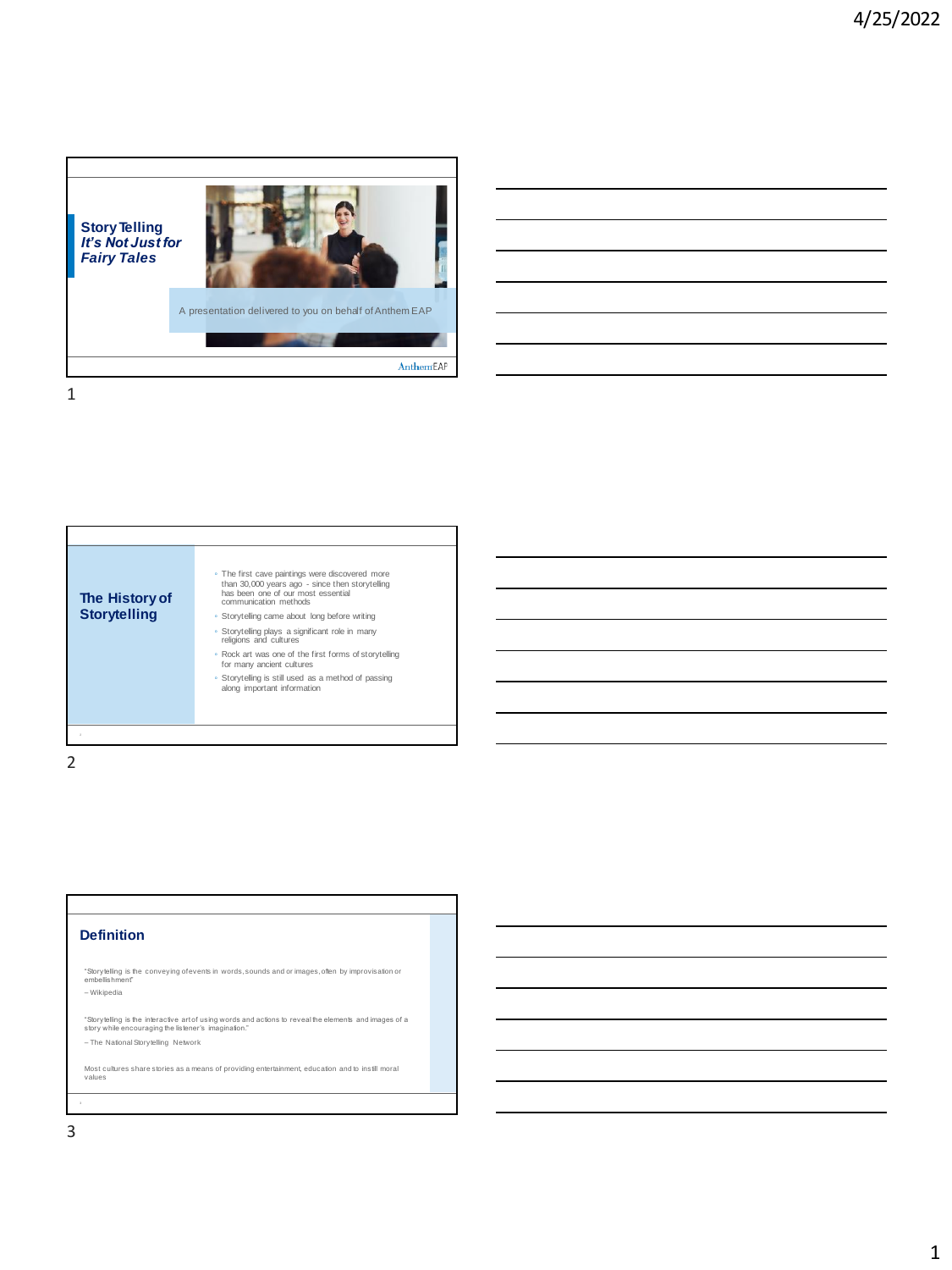# Story Telling

## *It's Not Just for Fairy Tales*

A presentation delivered to you on behalf of Anthem EAP

AnthemEAP

## The History of Storytelling

- The first cave paintings were discovered more than 30,000 years ago - since then storytelling has been one of our most essential communication methods
- Storytelling came about long before writing
- Storytelling plays a significant role in many religions and cultures
- Rock art was one of the first forms of storytelling for many ancient cultures
- Storytelling is still used as a method of passing along important information

## Definition

"Storytelling is the conveying of events in words, sounds and or images, often by improvisation or embellishment"

– Wikipedia

"Storytelling is the interactive art of using words and actions to reveal the elements and images of a story while encouraging the listener's imagination."

– The National Storytelling Network

Most cultures share stories as a means of providing entertainment, education and to instill moral values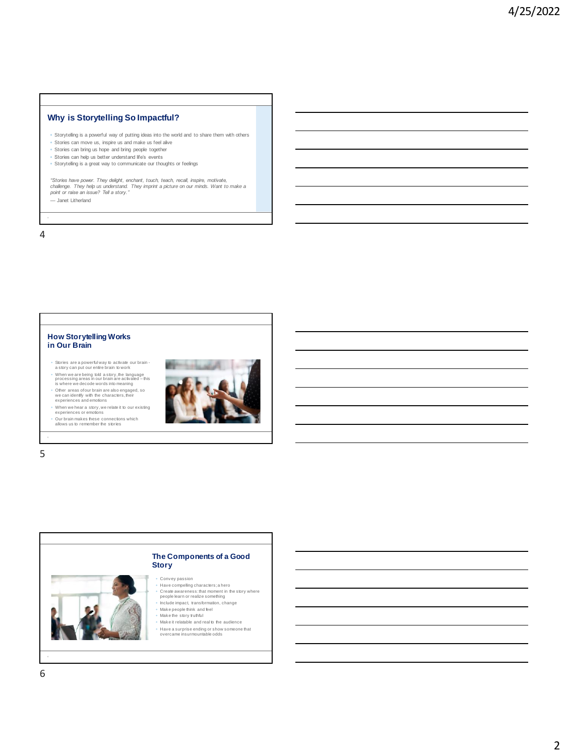## Why is Storytelling So Impactful?

- Storytelling is a powerful way of putting ideas into the world and to share them with others
- Stories can move us, inspire us and make us feel alive
- Stories can bring us hope and bring people together
- Stories can help us better understand life's events
- Storytelling is a great way to communicate our thoughts or feelings

*"Stories have power. They delight, enchant, touch, teach, recall, inspire, motivate, challenge. They help us understand. They imprint a picture on our minds. Want to make a point or raise an issue? Tell a story."*

— Janet Litherland

## How Storytelling Works in Our Brain

- Stories are a powerful way to activate our brain - a story can put our entire brain to work
- When we are being told a story, the language processing areas in our brain are activated – this is where we decode words into meaning
- Other areas of our brain are also engaged, so we can identify with the characters, their experiences and emotions
- When we hear a story, we relate it to our existing experiences or emotions
- Our brain makes these connections which allows us to remember the stories

## The Components of a Good Story

- Convey passion
- Have compelling characters; a hero
- Create awareness: that moment in the story where people learn or realize something
- Include impact, transformation, change
- Make people think and feel
- Make the story truthful
- Make it relatable and real to the audience
- Have a surprise ending or show someone that overcame insurmountable odds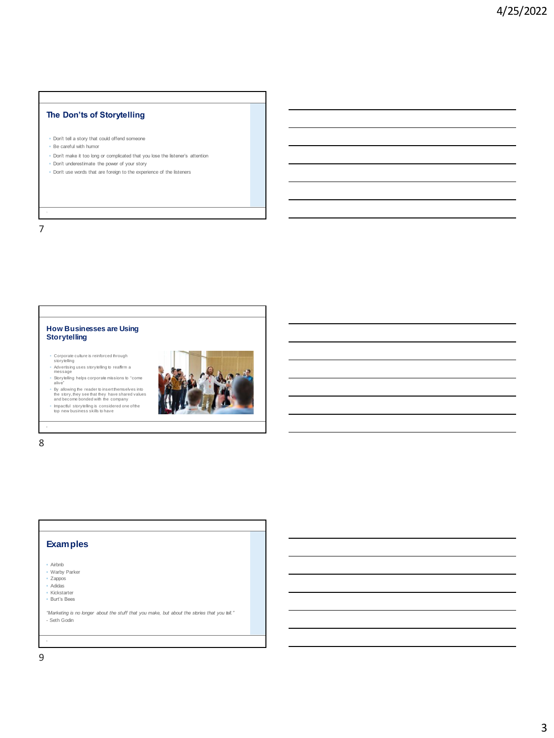## The Don'ts of Storytelling

- Don't tell a story that could offend someone
- Be careful with humor
- Don't make it too long or complicated that you lose the listener's attention
- Don't underestimate the power of your story
- Don't use words that are foreign to the experience of the listeners

## How Businesses are Using Storytelling

- Corporate culture is reinforced through storytelling
- Advertising uses storytelling to reaffirm a message
- Storytelling helps corporate missions to "come alive"
- By allowing the reader to insert themselves into the story, they see that they have shared values and become bonded with the company
- Impactful storytelling is considered one of the top new business skills to have

## Examples

- Airbnb
- Warby Parker
- Zappos
- Adidas
- Kickstarter
- Burt's Bees

*"Marketing is no longer about the stuff that you make, but about the stories that you tell."*
- Seth Godin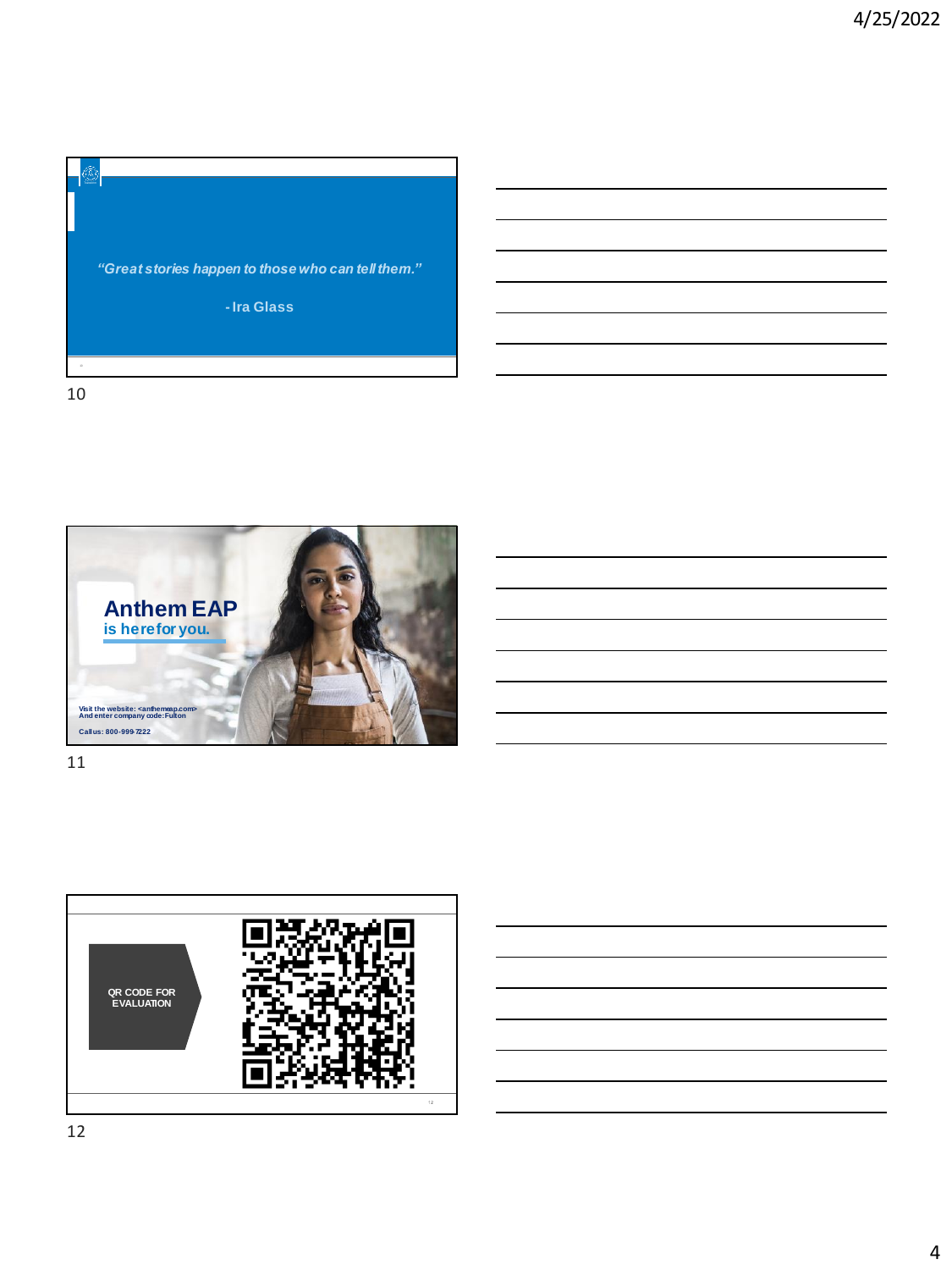*"Great stories happen to those who can tell them."*

- Ira Glass

10

## Anthem EAP

is here for you.

Visit the website: <anthemeap.com>
And enter company code: Fulton

Call us: 800-999-7222

11

QR CODE FOR EVALUATION

12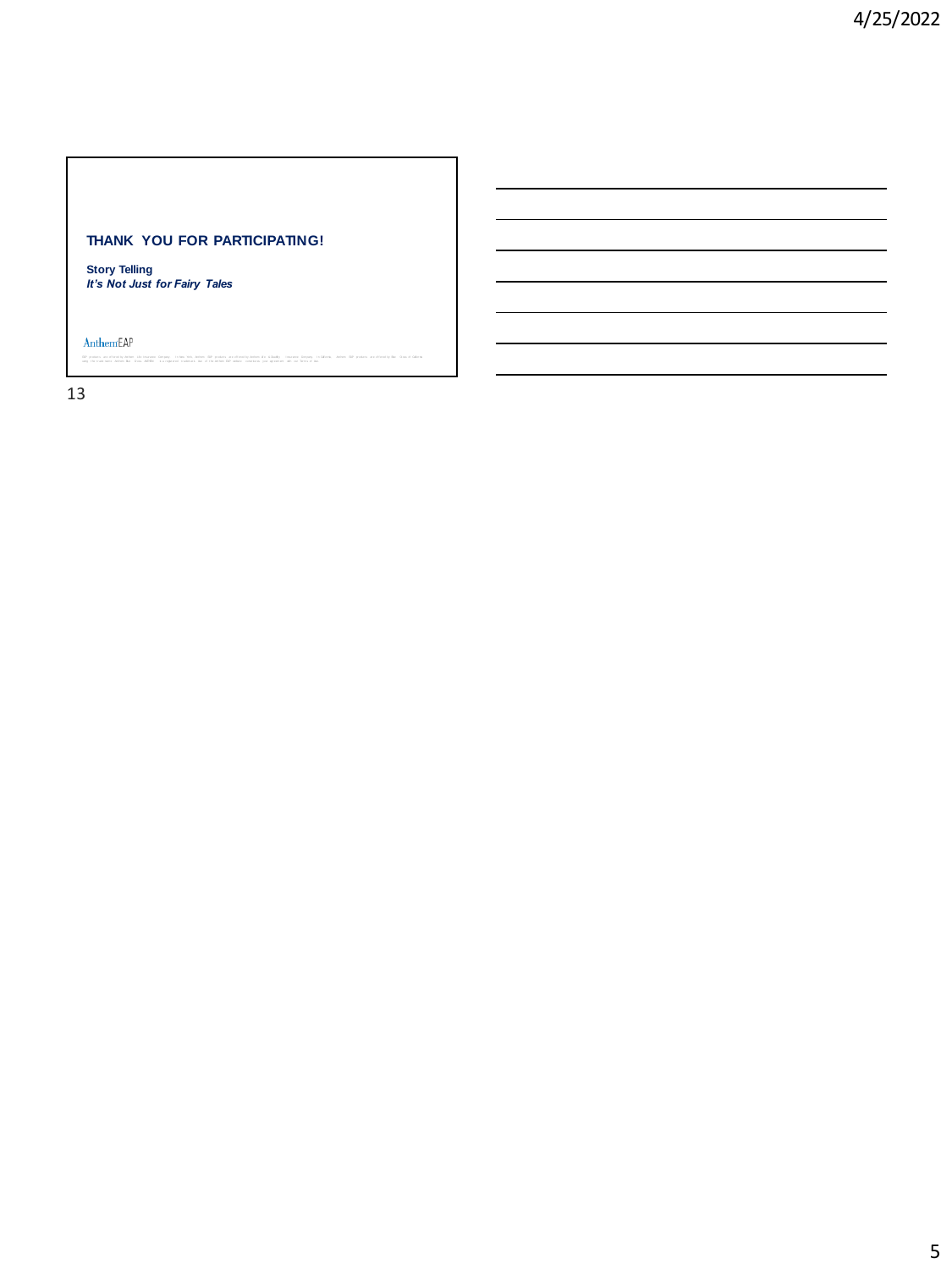## THANK YOU FOR PARTICIPATING!

**Story Telling**
***It's Not Just for Fairy Tales***

AnthemEAP

13